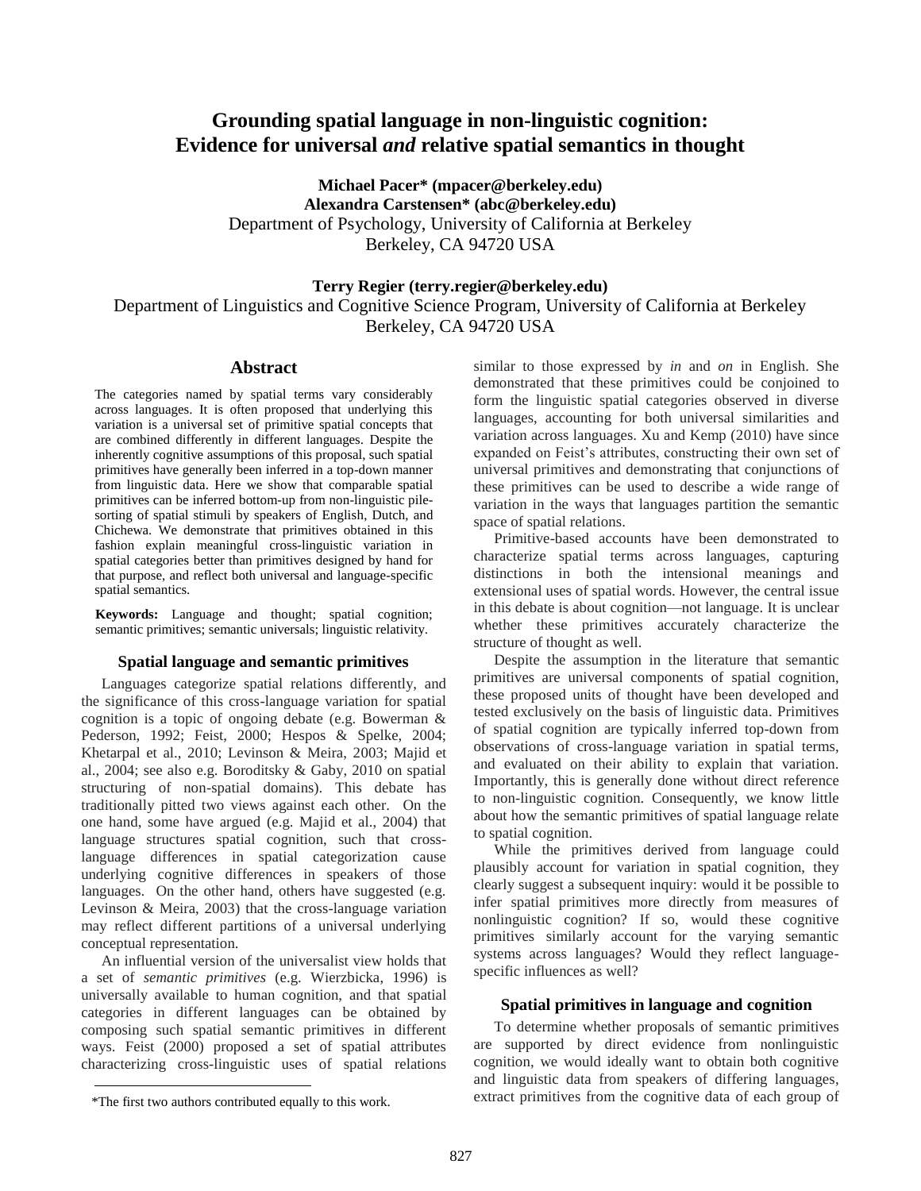# Grounding spatial language in non-linguistic cognition: Evidence for universal *and* relative spatial semantics in thought

**Michael Pacer\* (mpacer@berkeley.edu)**
**Alexandra Carstensen\* (abc@berkeley.edu)**
Department of Psychology, University of California at Berkeley
Berkeley, CA 94720 USA

**Terry Regier (terry.regier@berkeley.edu)**
Department of Linguistics and Cognitive Science Program, University of California at Berkeley
Berkeley, CA 94720 USA

## Abstract

The categories named by spatial terms vary considerably across languages. It is often proposed that underlying this variation is a universal set of primitive spatial concepts that are combined differently in different languages. Despite the inherently cognitive assumptions of this proposal, such spatial primitives have generally been inferred in a top-down manner from linguistic data. Here we show that comparable spatial primitives can be inferred bottom-up from non-linguistic pile-sorting of spatial stimuli by speakers of English, Dutch, and Chichewa. We demonstrate that primitives obtained in this fashion explain meaningful cross-linguistic variation in spatial categories better than primitives designed by hand for that purpose, and reflect both universal and language-specific spatial semantics.

**Keywords:** Language and thought; spatial cognition; semantic primitives; semantic universals; linguistic relativity.

## Spatial language and semantic primitives

Languages categorize spatial relations differently, and the significance of this cross-language variation for spatial cognition is a topic of ongoing debate (e.g. Bowerman & Pederson, 1992; Feist, 2000; Hespos & Spelke, 2004; Khetarpal et al., 2010; Levinson & Meira, 2003; Majid et al., 2004; see also e.g. Boroditsky & Gaby, 2010 on spatial structuring of non-spatial domains). This debate has traditionally pitted two views against each other. On the one hand, some have argued (e.g. Majid et al., 2004) that language structures spatial cognition, such that cross-language differences in spatial categorization cause underlying cognitive differences in speakers of those languages. On the other hand, others have suggested (e.g. Levinson & Meira, 2003) that the cross-language variation may reflect different partitions of a universal underlying conceptual representation.

An influential version of the universalist view holds that a set of *semantic primitives* (e.g. Wierzbicka, 1996) is universally available to human cognition, and that spatial categories in different languages can be obtained by composing such spatial semantic primitives in different ways. Feist (2000) proposed a set of spatial attributes characterizing cross-linguistic uses of spatial relations similar to those expressed by *in* and *on* in English. She demonstrated that these primitives could be conjoined to form the linguistic spatial categories observed in diverse languages, accounting for both universal similarities and variation across languages. Xu and Kemp (2010) have since expanded on Feist's attributes, constructing their own set of universal primitives and demonstrating that conjunctions of these primitives can be used to describe a wide range of variation in the ways that languages partition the semantic space of spatial relations.

Primitive-based accounts have been demonstrated to characterize spatial terms across languages, capturing distinctions in both the intensional meanings and extensional uses of spatial words. However, the central issue in this debate is about cognition—not language. It is unclear whether these primitives accurately characterize the structure of thought as well.

Despite the assumption in the literature that semantic primitives are universal components of spatial cognition, these proposed units of thought have been developed and tested exclusively on the basis of linguistic data. Primitives of spatial cognition are typically inferred top-down from observations of cross-language variation in spatial terms, and evaluated on their ability to explain that variation. Importantly, this is generally done without direct reference to non-linguistic cognition. Consequently, we know little about how the semantic primitives of spatial language relate to spatial cognition.

While the primitives derived from language could plausibly account for variation in spatial cognition, they clearly suggest a subsequent inquiry: would it be possible to infer spatial primitives more directly from measures of nonlinguistic cognition? If so, would these cognitive primitives similarly account for the varying semantic systems across languages? Would they reflect language-specific influences as well?

## Spatial primitives in language and cognition

To determine whether proposals of semantic primitives are supported by direct evidence from nonlinguistic cognition, we would ideally want to obtain both cognitive and linguistic data from speakers of differing languages, extract primitives from the cognitive data of each group of

\*The first two authors contributed equally to this work.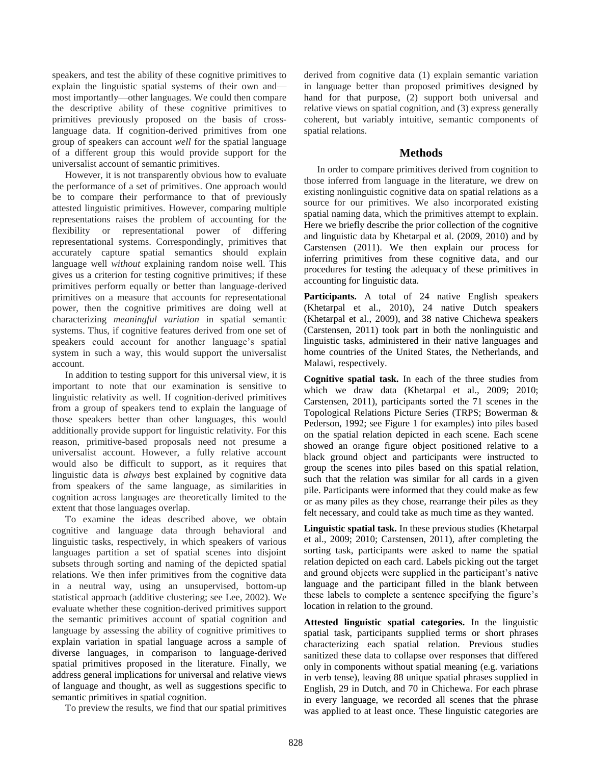speakers, and test the ability of these cognitive primitives to explain the linguistic spatial systems of their own and—most importantly—other languages. We could then compare the descriptive ability of these cognitive primitives to primitives previously proposed on the basis of cross-language data. If cognition-derived primitives from one group of speakers can account *well* for the spatial language of a different group this would provide support for the universalist account of semantic primitives.

However, it is not transparently obvious how to evaluate the performance of a set of primitives. One approach would be to compare their performance to that of previously attested linguistic primitives. However, comparing multiple representations raises the problem of accounting for the flexibility or representational power of differing representational systems. Correspondingly, primitives that accurately capture spatial semantics should explain language well *without* explaining random noise well. This gives us a criterion for testing cognitive primitives; if these primitives perform equally or better than language-derived primitives on a measure that accounts for representational power, then the cognitive primitives are doing well at characterizing *meaningful variation* in spatial semantic systems. Thus, if cognitive features derived from one set of speakers could account for another language's spatial system in such a way, this would support the universalist account.

In addition to testing support for this universal view, it is important to note that our examination is sensitive to linguistic relativity as well. If cognition-derived primitives from a group of speakers tend to explain the language of those speakers better than other languages, this would additionally provide support for linguistic relativity. For this reason, primitive-based proposals need not presume a universalist account. However, a fully relative account would also be difficult to support, as it requires that linguistic data is *always* best explained by cognitive data from speakers of the same language, as similarities in cognition across languages are theoretically limited to the extent that those languages overlap.

To examine the ideas described above, we obtain cognitive and language data through behavioral and linguistic tasks, respectively, in which speakers of various languages partition a set of spatial scenes into disjoint subsets through sorting and naming of the depicted spatial relations. We then infer primitives from the cognitive data in a neutral way, using an unsupervised, bottom-up statistical approach (additive clustering; see Lee, 2002). We evaluate whether these cognition-derived primitives support the semantic primitives account of spatial cognition and language by assessing the ability of cognitive primitives to explain variation in spatial language across a sample of diverse languages, in comparison to language-derived spatial primitives proposed in the literature. Finally, we address general implications for universal and relative views of language and thought, as well as suggestions specific to semantic primitives in spatial cognition.

To preview the results, we find that our spatial primitives derived from cognitive data (1) explain semantic variation in language better than proposed primitives designed by hand for that purpose, (2) support both universal and relative views on spatial cognition, and (3) express generally coherent, but variably intuitive, semantic components of spatial relations.

## Methods

In order to compare primitives derived from cognition to those inferred from language in the literature, we drew on existing nonlinguistic cognitive data on spatial relations as a source for our primitives. We also incorporated existing spatial naming data, which the primitives attempt to explain. Here we briefly describe the prior collection of the cognitive and linguistic data by Khetarpal et al. (2009, 2010) and by Carstensen (2011). We then explain our process for inferring primitives from these cognitive data, and our procedures for testing the adequacy of these primitives in accounting for linguistic data.

**Participants.** A total of 24 native English speakers (Khetarpal et al., 2010), 24 native Dutch speakers (Khetarpal et al., 2009), and 38 native Chichewa speakers (Carstensen, 2011) took part in both the nonlinguistic and linguistic tasks, administered in their native languages and home countries of the United States, the Netherlands, and Malawi, respectively.

**Cognitive spatial task.** In each of the three studies from which we draw data (Khetarpal et al., 2009; 2010; Carstensen, 2011), participants sorted the 71 scenes in the Topological Relations Picture Series (TRPS; Bowerman & Pederson, 1992; see Figure 1 for examples) into piles based on the spatial relation depicted in each scene. Each scene showed an orange figure object positioned relative to a black ground object and participants were instructed to group the scenes into piles based on this spatial relation, such that the relation was similar for all cards in a given pile. Participants were informed that they could make as few or as many piles as they chose, rearrange their piles as they felt necessary, and could take as much time as they wanted.

**Linguistic spatial task.** In these previous studies (Khetarpal et al., 2009; 2010; Carstensen, 2011), after completing the sorting task, participants were asked to name the spatial relation depicted on each card. Labels picking out the target and ground objects were supplied in the participant's native language and the participant filled in the blank between these labels to complete a sentence specifying the figure's location in relation to the ground.

**Attested linguistic spatial categories.** In the linguistic spatial task, participants supplied terms or short phrases characterizing each spatial relation. Previous studies sanitized these data to collapse over responses that differed only in components without spatial meaning (e.g. variations in verb tense), leaving 88 unique spatial phrases supplied in English, 29 in Dutch, and 70 in Chichewa. For each phrase in every language, we recorded all scenes that the phrase was applied to at least once. These linguistic categories are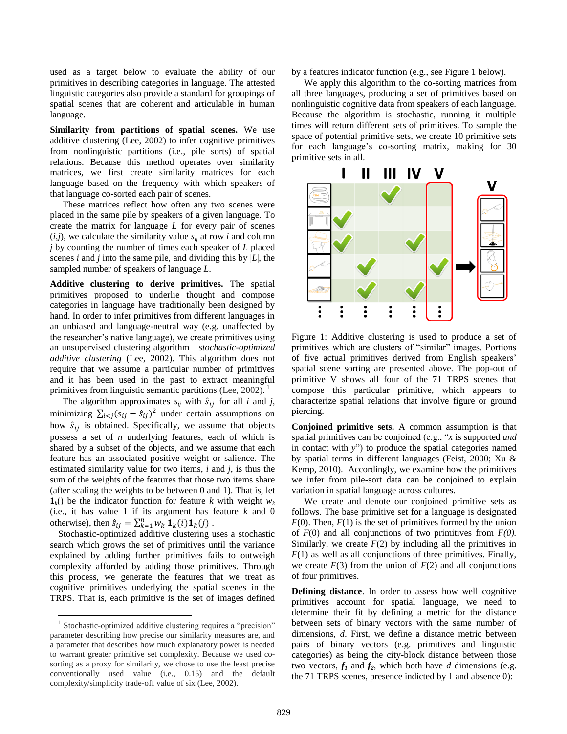used as a target below to evaluate the ability of our primitives in describing categories in language. The attested linguistic categories also provide a standard for groupings of spatial scenes that are coherent and articulable in human language.

**Similarity from partitions of spatial scenes.** We use additive clustering (Lee, 2002) to infer cognitive primitives from nonlinguistic partitions (i.e., pile sorts) of spatial relations. Because this method operates over similarity matrices, we first create similarity matrices for each language based on the frequency with which speakers of that language co-sorted each pair of scenes.

These matrices reflect how often any two scenes were placed in the same pile by speakers of a given language. To create the matrix for language $L$ for every pair of scenes $(i,j)$, we calculate the similarity value $s_{ij}$ at row $i$ and column $j$ by counting the number of times each speaker of $L$ placed scenes $i$ and $j$ into the same pile, and dividing this by $|L|$, the sampled number of speakers of language $L$.

**Additive clustering to derive primitives.** The spatial primitives proposed to underlie thought and compose categories in language have traditionally been designed by hand. In order to infer primitives from different languages in an unbiased and language-neutral way (e.g. unaffected by the researcher's native language), we create primitives using an unsupervised clustering algorithm—*stochastic-optimized additive clustering* (Lee, 2002). This algorithm does not require that we assume a particular number of primitives and it has been used in the past to extract meaningful primitives from linguistic semantic partitions (Lee, 2002).[1]

The algorithm approximates $s_{ij}$ with $\hat{s}_{ij}$ for all $i$ and $j$, minimizing $\sum_{i<j}(s_{ij} - \hat{s}_{ij})^2$ under certain assumptions on how $\hat{s}_{ij}$ is obtained. Specifically, we assume that objects possess a set of $n$ underlying features, each of which is shared by a subset of the objects, and we assume that each feature has an associated positive weight or salience. The estimated similarity value for two items, $i$ and $j$, is thus the sum of the weights of the features that those two items share (after scaling the weights to be between 0 and 1). That is, let $\mathbf{1}_k()$ be the indicator function for feature $k$ with weight $w_k$ (i.e., it has value 1 if its argument has feature $k$ and 0 otherwise), then $\hat{s}_{ij} = \sum_{k=1}^{n} w_k \, \mathbf{1}_k(i)\mathbf{1}_k(j)$ .

Stochastic-optimized additive clustering uses a stochastic search which grows the set of primitives until the variance explained by adding further primitives fails to outweigh complexity afforded by adding those primitives. Through this process, we generate the features that we treat as cognitive primitives underlying the spatial scenes in the TRPS. That is, each primitive is the set of images defined by a features indicator function (e.g., see Figure 1 below).

We apply this algorithm to the co-sorting matrices from all three languages, producing a set of primitives based on nonlinguistic cognitive data from speakers of each language. Because the algorithm is stochastic, running it multiple times will return different sets of primitives. To sample the space of potential primitive sets, we create 10 primitive sets for each language's co-sorting matrix, making for 30 primitive sets in all.

Figure 1: Additive clustering is used to produce a set of primitives which are clusters of "similar" images. Portions of five actual primitives derived from English speakers' spatial scene sorting are presented above. The pop-out of primitive V shows all four of the 71 TRPS scenes that compose this particular primitive, which appears to characterize spatial relations that involve figure or ground piercing.

**Conjoined primitive sets.** A common assumption is that spatial primitives can be conjoined (e.g., "*x* is supported *and* in contact with *y*") to produce the spatial categories named by spatial terms in different languages (Feist, 2000; Xu & Kemp, 2010). Accordingly, we examine how the primitives we infer from pile-sort data can be conjoined to explain variation in spatial language across cultures.

We create and denote our conjoined primitive sets as follows. The base primitive set for a language is designated $F(0)$. Then, $F(1)$ is the set of primitives formed by the union of $F(0)$ and all conjunctions of two primitives from $F(0)$. Similarly, we create $F(2)$ by including all the primitives in $F(1)$ as well as all conjunctions of three primitives. Finally, we create $F(3)$ from the union of $F(2)$ and all conjunctions of four primitives.

**Defining distance**. In order to assess how well cognitive primitives account for spatial language, we need to determine their fit by defining a metric for the distance between sets of binary vectors with the same number of dimensions, $d$. First, we define a distance metric between pairs of binary vectors (e.g. primitives and linguistic categories) as being the city-block distance between those two vectors, $\boldsymbol{f_1}$ and $\boldsymbol{f_2}$, which both have $d$ dimensions (e.g. the 71 TRPS scenes, presence indicted by 1 and absence 0):

[1] Stochastic-optimized additive clustering requires a "precision" parameter describing how precise our similarity measures are, and a parameter that describes how much explanatory power is needed to warrant greater primitive set complexity. Because we used co-sorting as a proxy for similarity, we chose to use the least precise conventionally used value (i.e., 0.15) and the default complexity/simplicity trade-off value of six (Lee, 2002).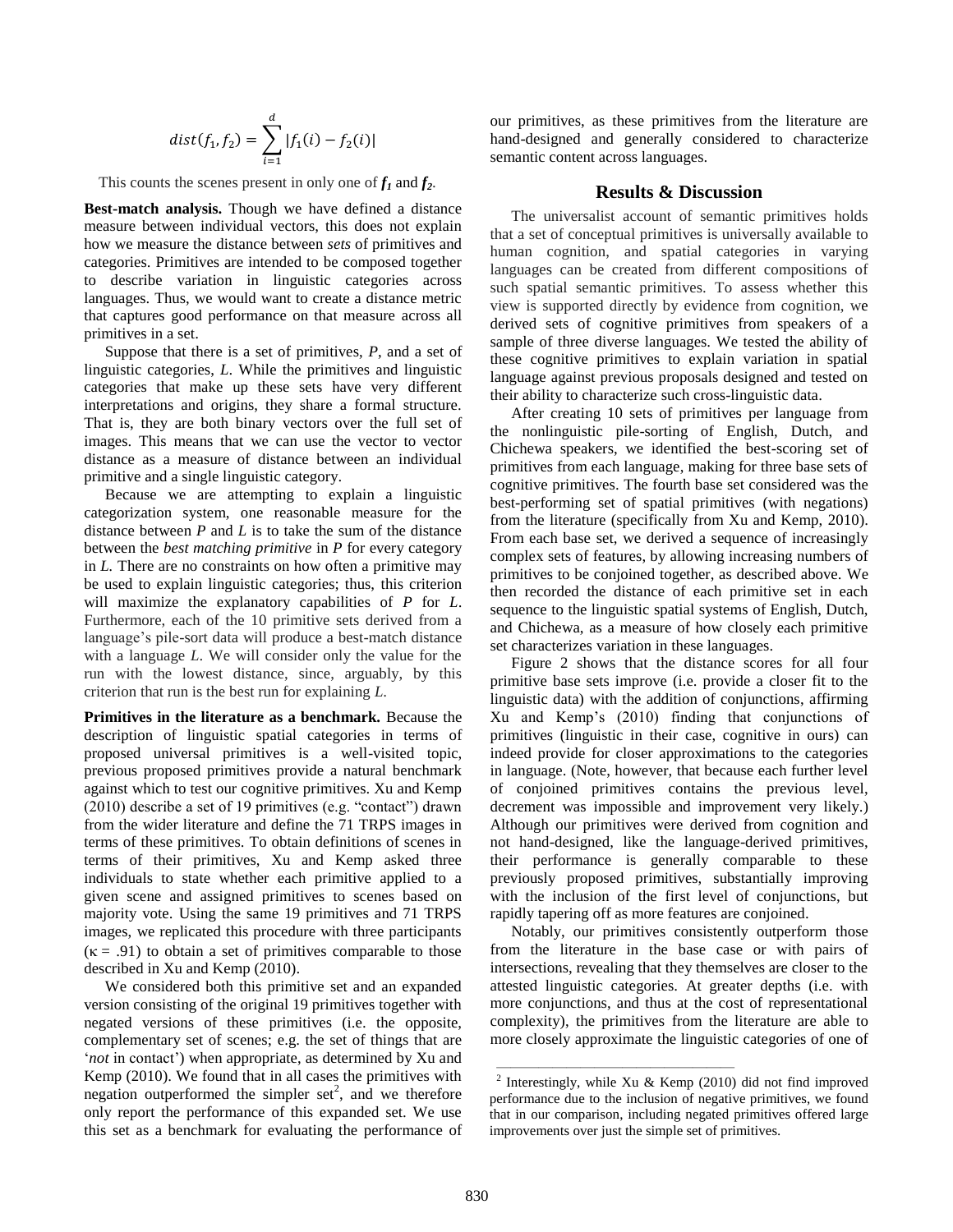$$dist(f_1, f_2) = \sum_{i=1}^{d} |f_1(i) - f_2(i)|$$

This counts the scenes present in only one of $\boldsymbol{f_1}$ and $\boldsymbol{f_2}$.

**Best-match analysis.** Though we have defined a distance measure between individual vectors, this does not explain how we measure the distance between *sets* of primitives and categories. Primitives are intended to be composed together to describe variation in linguistic categories across languages. Thus, we would want to create a distance metric that captures good performance on that measure across all primitives in a set.

Suppose that there is a set of primitives, *P*, and a set of linguistic categories, *L*. While the primitives and linguistic categories that make up these sets have very different interpretations and origins, they share a formal structure. That is, they are both binary vectors over the full set of images. This means that we can use the vector to vector distance as a measure of distance between an individual primitive and a single linguistic category.

Because we are attempting to explain a linguistic categorization system, one reasonable measure for the distance between *P* and *L* is to take the sum of the distance between the *best matching primitive* in *P* for every category in *L*. There are no constraints on how often a primitive may be used to explain linguistic categories; thus, this criterion will maximize the explanatory capabilities of *P* for *L*. Furthermore, each of the 10 primitive sets derived from a language's pile-sort data will produce a best-match distance with a language *L*. We will consider only the value for the run with the lowest distance, since, arguably, by this criterion that run is the best run for explaining *L*.

**Primitives in the literature as a benchmark.** Because the description of linguistic spatial categories in terms of proposed universal primitives is a well-visited topic, previous proposed primitives provide a natural benchmark against which to test our cognitive primitives. Xu and Kemp (2010) describe a set of 19 primitives (e.g. "contact") drawn from the wider literature and define the 71 TRPS images in terms of these primitives. To obtain definitions of scenes in terms of their primitives, Xu and Kemp asked three individuals to state whether each primitive applied to a given scene and assigned primitives to scenes based on majority vote. Using the same 19 primitives and 71 TRPS images, we replicated this procedure with three participants ($\kappa = .91$) to obtain a set of primitives comparable to those described in Xu and Kemp (2010).

We considered both this primitive set and an expanded version consisting of the original 19 primitives together with negated versions of these primitives (i.e. the opposite, complementary set of scenes; e.g. the set of things that are '*not* in contact') when appropriate, as determined by Xu and Kemp (2010). We found that in all cases the primitives with negation outperformed the simpler set[2], and we therefore only report the performance of this expanded set. We use this set as a benchmark for evaluating the performance of our primitives, as these primitives from the literature are hand-designed and generally considered to characterize semantic content across languages.

## Results & Discussion

The universalist account of semantic primitives holds that a set of conceptual primitives is universally available to human cognition, and spatial categories in varying languages can be created from different compositions of such spatial semantic primitives. To assess whether this view is supported directly by evidence from cognition, we derived sets of cognitive primitives from speakers of a sample of three diverse languages. We tested the ability of these cognitive primitives to explain variation in spatial language against previous proposals designed and tested on their ability to characterize such cross-linguistic data.

After creating 10 sets of primitives per language from the nonlinguistic pile-sorting of English, Dutch, and Chichewa speakers, we identified the best-scoring set of primitives from each language, making for three base sets of cognitive primitives. The fourth base set considered was the best-performing set of spatial primitives (with negations) from the literature (specifically from Xu and Kemp, 2010). From each base set, we derived a sequence of increasingly complex sets of features, by allowing increasing numbers of primitives to be conjoined together, as described above. We then recorded the distance of each primitive set in each sequence to the linguistic spatial systems of English, Dutch, and Chichewa, as a measure of how closely each primitive set characterizes variation in these languages.

Figure 2 shows that the distance scores for all four primitive base sets improve (i.e. provide a closer fit to the linguistic data) with the addition of conjunctions, affirming Xu and Kemp's (2010) finding that conjunctions of primitives (linguistic in their case, cognitive in ours) can indeed provide for closer approximations to the categories in language. (Note, however, that because each further level of conjoined primitives contains the previous level, decrement was impossible and improvement very likely.) Although our primitives were derived from cognition and not hand-designed, like the language-derived primitives, their performance is generally comparable to these previously proposed primitives, substantially improving with the inclusion of the first level of conjunctions, but rapidly tapering off as more features are conjoined.

Notably, our primitives consistently outperform those from the literature in the base case or with pairs of intersections, revealing that they themselves are closer to the attested linguistic categories. At greater depths (i.e. with more conjunctions, and thus at the cost of representational complexity), the primitives from the literature are able to more closely approximate the linguistic categories of one of

---

[2] Interestingly, while Xu & Kemp (2010) did not find improved performance due to the inclusion of negative primitives, we found that in our comparison, including negated primitives offered large improvements over just the simple set of primitives.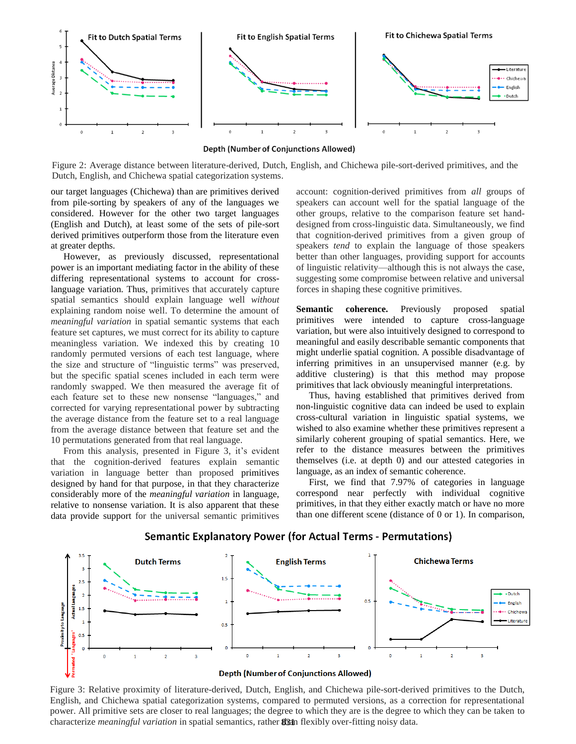Figure 2: Average distance between literature-derived, Dutch, English, and Chichewa pile-sort-derived primitives, and the Dutch, English, and Chichewa spatial categorization systems.

our target languages (Chichewa) than are primitives derived from pile-sorting by speakers of any of the languages we considered. However for the other two target languages (English and Dutch), at least some of the sets of pile-sort derived primitives outperform those from the literature even at greater depths.

However, as previously discussed, representational power is an important mediating factor in the ability of these differing representational systems to account for cross-language variation. Thus, primitives that accurately capture spatial semantics should explain language well *without* explaining random noise well. To determine the amount of *meaningful variation* in spatial semantic systems that each feature set captures, we must correct for its ability to capture meaningless variation. We indexed this by creating 10 randomly permuted versions of each test language, where the size and structure of "linguistic terms" was preserved, but the specific spatial scenes included in each term were randomly swapped. We then measured the average fit of each feature set to these new nonsense "languages," and corrected for varying representational power by subtracting the average distance from the feature set to a real language from the average distance between that feature set and the 10 permutations generated from that real language.

From this analysis, presented in Figure 3, it's evident that the cognition-derived features explain semantic variation in language better than proposed primitives designed by hand for that purpose, in that they characterize considerably more of the *meaningful variation* in language, relative to nonsense variation. It is also apparent that these data provide support for the universal semantic primitives account: cognition-derived primitives from *all* groups of speakers can account well for the spatial language of the other groups, relative to the comparison feature set hand-designed from cross-linguistic data. Simultaneously, we find that cognition-derived primitives from a given group of speakers *tend* to explain the language of those speakers better than other languages, providing support for accounts of linguistic relativity—although this is not always the case, suggesting some compromise between relative and universal forces in shaping these cognitive primitives.

**Semantic coherence.** Previously proposed spatial primitives were intended to capture cross-language variation, but were also intuitively designed to correspond to meaningful and easily describable semantic components that might underlie spatial cognition. A possible disadvantage of inferring primitives in an unsupervised manner (e.g. by additive clustering) is that this method may propose primitives that lack obviously meaningful interpretations.

Thus, having established that primitives derived from non-linguistic cognitive data can indeed be used to explain cross-cultural variation in linguistic spatial systems, we wished to also examine whether these primitives represent a similarly coherent grouping of spatial semantics. Here, we refer to the distance measures between the primitives themselves (i.e. at depth 0) and our attested categories in language, as an index of semantic coherence.

First, we find that 7.97% of categories in language correspond near perfectly with individual cognitive primitives, in that they either exactly match or have no more than one different scene (distance of 0 or 1). In comparison,

Figure 3: Relative proximity of literature-derived, Dutch, English, and Chichewa pile-sort-derived primitives to the Dutch, English, and Chichewa spatial categorization systems, compared to permuted versions, as a correction for representational power. All primitive sets are closer to real languages; the degree to which they are is the degree to which they can be taken to characterize *meaningful variation* in spatial semantics, rather than flexibly over-fitting noisy data.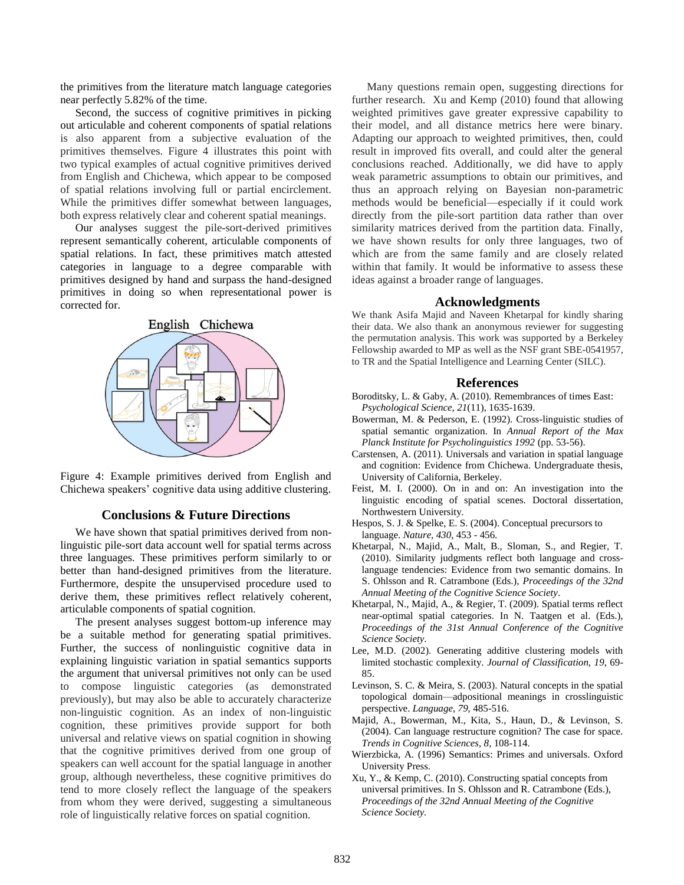the primitives from the literature match language categories near perfectly 5.82% of the time.

Second, the success of cognitive primitives in picking out articulable and coherent components of spatial relations is also apparent from a subjective evaluation of the primitives themselves. Figure 4 illustrates this point with two typical examples of actual cognitive primitives derived from English and Chichewa, which appear to be composed of spatial relations involving full or partial encirclement. While the primitives differ somewhat between languages, both express relatively clear and coherent spatial meanings.

Our analyses suggest the pile-sort-derived primitives represent semantically coherent, articulable components of spatial relations. In fact, these primitives match attested categories in language to a degree comparable with primitives designed by hand and surpass the hand-designed primitives in doing so when representational power is corrected for.

English Chichewa

Figure 4: Example primitives derived from English and Chichewa speakers' cognitive data using additive clustering.

## Conclusions & Future Directions

We have shown that spatial primitives derived from non-linguistic pile-sort data account well for spatial terms across three languages. These primitives perform similarly to or better than hand-designed primitives from the literature. Furthermore, despite the unsupervised procedure used to derive them, these primitives reflect relatively coherent, articulable components of spatial cognition.

The present analyses suggest bottom-up inference may be a suitable method for generating spatial primitives. Further, the success of nonlinguistic cognitive data in explaining linguistic variation in spatial semantics supports the argument that universal primitives not only can be used to compose linguistic categories (as demonstrated previously), but may also be able to accurately characterize non-linguistic cognition. As an index of non-linguistic cognition, these primitives provide support for both universal and relative views on spatial cognition in showing that the cognitive primitives derived from one group of speakers can well account for the spatial language in another group, although nevertheless, these cognitive primitives do tend to more closely reflect the language of the speakers from whom they were derived, suggesting a simultaneous role of linguistically relative forces on spatial cognition.

Many questions remain open, suggesting directions for further research. Xu and Kemp (2010) found that allowing weighted primitives gave greater expressive capability to their model, and all distance metrics here were binary. Adapting our approach to weighted primitives, then, could result in improved fits overall, and could alter the general conclusions reached. Additionally, we did have to apply weak parametric assumptions to obtain our primitives, and thus an approach relying on Bayesian non-parametric methods would be beneficial—especially if it could work directly from the pile-sort partition data rather than over similarity matrices derived from the partition data. Finally, we have shown results for only three languages, two of which are from the same family and are closely related within that family. It would be informative to assess these ideas against a broader range of languages.

## Acknowledgments

We thank Asifa Majid and Naveen Khetarpal for kindly sharing their data. We also thank an anonymous reviewer for suggesting the permutation analysis. This work was supported by a Berkeley Fellowship awarded to MP as well as the NSF grant SBE-0541957, to TR and the Spatial Intelligence and Learning Center (SILC).

## References

Boroditsky, L. & Gaby, A. (2010). Remembrances of times East: *Psychological Science, 21*(11), 1635-1639.

Bowerman, M. & Pederson, E. (1992). Cross-linguistic studies of spatial semantic organization. In *Annual Report of the Max Planck Institute for Psycholinguistics 1992* (pp. 53-56).

Carstensen, A. (2011). Universals and variation in spatial language and cognition: Evidence from Chichewa. Undergraduate thesis, University of California, Berkeley.

Feist, M. I. (2000). On in and on: An investigation into the linguistic encoding of spatial scenes. Doctoral dissertation, Northwestern University.

Hespos, S. J. & Spelke, E. S. (2004). Conceptual precursors to language. *Nature, 430*, 453 - 456.

Khetarpal, N., Majid, A., Malt, B., Sloman, S., and Regier, T. (2010). Similarity judgments reflect both language and cross-language tendencies: Evidence from two semantic domains. In S. Ohlsson and R. Catrambone (Eds.), *Proceedings of the 32nd Annual Meeting of the Cognitive Science Society*.

Khetarpal, N., Majid, A., & Regier, T. (2009). Spatial terms reflect near-optimal spatial categories. In N. Taatgen et al. (Eds.), *Proceedings of the 31st Annual Conference of the Cognitive Science Society*.

Lee, M.D. (2002). Generating additive clustering models with limited stochastic complexity. *Journal of Classification, 19*, 69-85.

Levinson, S. C. & Meira, S. (2003). Natural concepts in the spatial topological domain—adpositional meanings in crosslinguistic perspective. *Language, 79*, 485-516.

Majid, A., Bowerman, M., Kita, S., Haun, D., & Levinson, S. (2004). Can language restructure cognition? The case for space. *Trends in Cognitive Sciences, 8*, 108-114.

Wierzbicka, A. (1996) Semantics: Primes and universals. Oxford University Press.

Xu, Y., & Kemp, C. (2010). Constructing spatial concepts from universal primitives. In S. Ohlsson and R. Catrambone (Eds.), *Proceedings of the 32nd Annual Meeting of the Cognitive Science Society.*